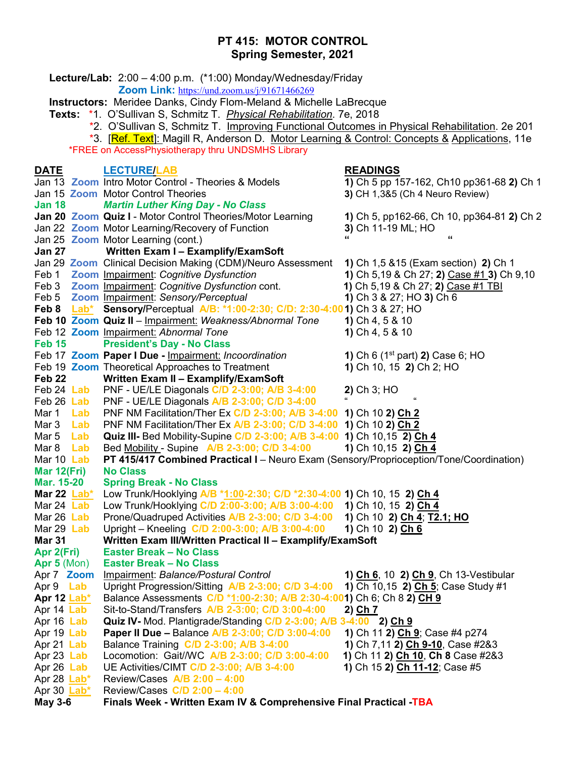# PT 415: MOTOR CONTROL
## Spring Semester, 2021

**Lecture/Lab:** 2:00 – 4:00 p.m. (*1:00) Monday/Wednesday/Friday
**Zoom Link:** https://und.zoom.us/j/91671466269

**Instructors:** Meridee Danks, Cindy Flom-Meland & Michelle LaBrecque

**Texts:** *1. O'Sullivan S, Schmitz T. *Physical Rehabilitation*. 7e, 2018
*2. O'Sullivan S, Schmitz T. Improving Functional Outcomes in Physical Rehabilitation. 2e 201
*3. [Ref. Text]: Magill R, Anderson D. Motor Learning & Control: Concepts & Applications, 11e
*FREE on AccessPhysiotherapy thru UNDSMHS Library

| DATE | | LECTURE/LAB | READINGS |
|---|---|---|---|
| Jan 13 | Zoom | Intro Motor Control - Theories & Models | **1)** Ch 5 pp 157-162, Ch10 pp361-68 **2)** Ch 1 |
| Jan 15 | Zoom | Motor Control Theories | **3)** CH 1,3&5 (Ch 4 Neuro Review) |
| **Jan 18** | | ***Martin Luther King Day - No Class*** | |
| **Jan 20** | Zoom | **Quiz I** - Motor Control Theories/Motor Learning | **1)** Ch 5, pp162-66, Ch 10, pp364-81 **2)** Ch 2 |
| Jan 22 | Zoom | Motor Learning/Recovery of Function | **3)** Ch 11-19 ML; HO |
| Jan 25 | Zoom | Motor Learning (cont.) | " " |
| **Jan 27** | | **Written Exam I – Examplify/ExamSoft** | |
| Jan 29 | Zoom | Clinical Decision Making (CDM)/Neuro Assessment | **1)** Ch 1,5 &15 (Exam section) **2)** Ch 1 |
| Feb 1 | Zoom | Impairment: *Cognitive Dysfunction* | **1)** Ch 5,19 & Ch 27; **2)** Case #1 **3)** Ch 9,10 |
| Feb 3 | Zoom | Impairment: *Cognitive Dysfunction* cont. | **1)** Ch 5,19 & Ch 27; **2)** Case #1 TBI |
| Feb 5 | Zoom | Impairment: *Sensory/Perceptual* | **1)** Ch 3 & 27; HO **3)** Ch 6 |
| **Feb 8** | Lab* | **Sensory**/Perceptual A/B: *1:00-2:30; C/D: 2:30-4:00 | **1)** Ch 3 & 27; HO |
| **Feb 10** | Zoom | **Quiz II** – Impairment: *Weakness/Abnormal Tone* | **1)** Ch 4, 5 & 10 |
| Feb 12 | Zoom | Impairment: *Abnormal Tone* | **1)** Ch 4, 5 & 10 |
| **Feb 15** | | **President's Day - No Class** | |
| Feb 17 | Zoom | **Paper I Due** - Impairment: *Incoordination* | **1)** Ch 6 (1st part) **2)** Case 6; HO |
| Feb 19 | Zoom | Theoretical Approaches to Treatment | **1)** Ch 10, 15 **2)** Ch 2; HO |
| **Feb 22** | | **Written Exam II – Examplify/ExamSoft** | |
| Feb 24 | Lab | PNF - UE/LE Diagonals C/D 2-3:00; A/B 3-4:00 | **2)** Ch 3; HO |
| Feb 26 | Lab | PNF - UE/LE Diagonals A/B 2-3:00; C/D 3-4:00 | " " |
| Mar 1 | Lab | PNF NM Facilitation/Ther Ex C/D 2-3:00; A/B 3-4:00 | **1)** Ch 10 **2)** Ch 2 |
| Mar 3 | Lab | PNF NM Facilitation/Ther Ex A/B 2-3:00; C/D 3-4:00 | **1)** Ch 10 **2)** Ch 2 |
| Mar 5 | Lab | **Quiz III**- Bed Mobility-Supine C/D 2-3:00; A/B 3-4:00 | **1)** Ch 10,15 **2)** Ch 4 |
| Mar 8 | Lab | Bed Mobility - Supine A/B 2-3:00; C/D 3-4:00 | **1)** Ch 10,15 **2)** Ch 4 |
| Mar 10 | Lab | **PT 415/417 Combined Practical I** – Neuro Exam (Sensory/Proprioception/Tone/Coordination) | |
| **Mar 12(Fri)** | | **No Class** | |
| **Mar. 15-20** | | **Spring Break - No Class** | |
| **Mar 22** | Lab* | Low Trunk/Hooklying A/B *1:00-2:30; C/D *2:30-4:00 | **1)** Ch 10, 15 **2)** Ch 4 |
| Mar 24 | Lab | Low Trunk/Hooklying C/D 2:00-3:00; A/B 3:00-4:00 | **1)** Ch 10, 15 **2)** Ch 4 |
| Mar 26 | Lab | Prone/Quadruped Activities A/B 2-3:00; C/D 3-4:00 | **1)** Ch 10 **2)** Ch 4; T2.1; HO |
| Mar 29 | Lab | Upright – Kneeling C/D 2:00-3:00; A/B 3:00-4:00 | **1)** Ch 10 **2)** Ch 6 |
| **Mar 31** | | **Written Exam III/Written Practical II – Examplify/ExamSoft** | |
| **Apr 2(Fri)** | | **Easter Break – No Class** | |
| **Apr 5** (Mon) | | **Easter Break – No Class** | |
| Apr 7 | Zoom | Impairment: *Balance/Postural Control* | **1)** Ch 6, 10 **2)** Ch 9, Ch 13-Vestibular |
| Apr 9 | Lab | Upright Progression/Sitting A/B 2-3:00; C/D 3-4:00 | **1)** Ch 10,15 **2)** Ch 5; Case Study #1 |
| **Apr 12** | Lab* | Balance Assessments C/D *1:00-2:30; A/B 2:30-4:00 | **1)** Ch 6; Ch 8 **2)** CH 9 |
| Apr 14 | Lab | Sit-to-Stand/Transfers A/B 2-3:00; C/D 3:00-4:00 | **2)** Ch 7 |
| Apr 16 | Lab | **Quiz IV**- Mod. Plantigrade/Standing C/D 2-3:00; A/B 3-4:00 | **2)** Ch 9 |
| Apr 19 | Lab | **Paper II Due** – Balance A/B 2-3:00; C/D 3:00-4:00 | **1)** Ch 11 **2)** Ch 9; Case #4 p274 |
| Apr 21 | Lab | Balance Training C/D 2-3:00; A/B 3-4:00 | **1)** Ch 7,11 **2)** Ch 9-10, Case #2&3 |
| Apr 23 | Lab | Locomotion: Gait//WC A/B 2-3:00; C/D 3:00-4:00 | **1)** Ch 11 **2)** Ch 10, Ch 8 Case #2&3 |
| Apr 26 | Lab | UE Activities/CIMT C/D 2-3:00; A/B 3-4:00 | **1)** Ch 15 **2)** Ch 11-12; Case #5 |
| Apr 28 | Lab* | Review/Cases A/B 2:00 – 4:00 | |
| Apr 30 | Lab* | Review/Cases C/D 2:00 – 4:00 | |
| **May 3-6** | | **Finals Week - Written Exam IV & Comprehensive Final Practical -TBA** | |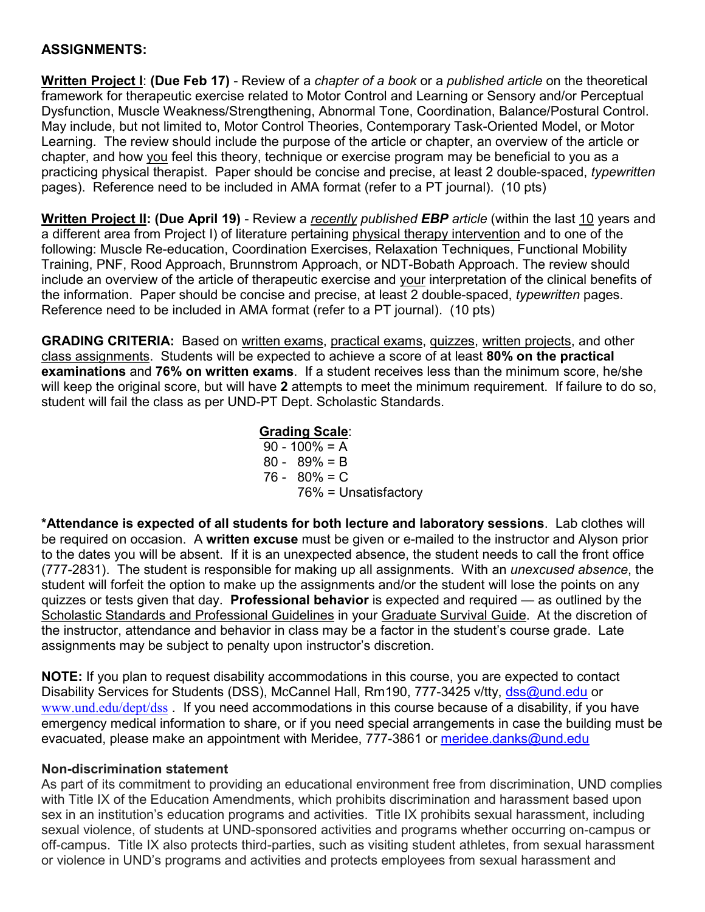**ASSIGNMENTS:**

**Written Project I**: **(Due Feb 17)** - Review of a *chapter of a book* or a *published article* on the theoretical framework for therapeutic exercise related to Motor Control and Learning or Sensory and/or Perceptual Dysfunction, Muscle Weakness/Strengthening, Abnormal Tone, Coordination, Balance/Postural Control. May include, but not limited to, Motor Control Theories, Contemporary Task-Oriented Model, or Motor Learning. The review should include the purpose of the article or chapter, an overview of the article or chapter, and how you feel this theory, technique or exercise program may be beneficial to you as a practicing physical therapist. Paper should be concise and precise, at least 2 double-spaced, *typewritten* pages). Reference need to be included in AMA format (refer to a PT journal). (10 pts)

**Written Project II: (Due April 19)** - Review a *recently* published ***EBP*** *article* (within the last 10 years and a different area from Project I) of literature pertaining physical therapy intervention and to one of the following: Muscle Re-education, Coordination Exercises, Relaxation Techniques, Functional Mobility Training, PNF, Rood Approach, Brunnstrom Approach, or NDT-Bobath Approach. The review should include an overview of the article of therapeutic exercise and your interpretation of the clinical benefits of the information. Paper should be concise and precise, at least 2 double-spaced, *typewritten* pages. Reference need to be included in AMA format (refer to a PT journal). (10 pts)

**GRADING CRITERIA:** Based on written exams, practical exams, quizzes, written projects, and other class assignments. Students will be expected to achieve a score of at least **80% on the practical examinations** and **76% on written exams**. If a student receives less than the minimum score, he/she will keep the original score, but will have **2** attempts to meet the minimum requirement. If failure to do so, student will fail the class as per UND-PT Dept. Scholastic Standards.

**Grading Scale**:
90 - 100% = A
80 - 89% = B
76 - 80% = C
76% = Unsatisfactory

**\*Attendance is expected of all students for both lecture and laboratory sessions**. Lab clothes will be required on occasion. A **written excuse** must be given or e-mailed to the instructor and Alyson prior to the dates you will be absent. If it is an unexpected absence, the student needs to call the front office (777-2831). The student is responsible for making up all assignments. With an *unexcused absence*, the student will forfeit the option to make up the assignments and/or the student will lose the points on any quizzes or tests given that day. **Professional behavior** is expected and required — as outlined by the Scholastic Standards and Professional Guidelines in your Graduate Survival Guide. At the discretion of the instructor, attendance and behavior in class may be a factor in the student's course grade. Late assignments may be subject to penalty upon instructor's discretion.

**NOTE:** If you plan to request disability accommodations in this course, you are expected to contact Disability Services for Students (DSS), McCannel Hall, Rm190, 777-3425 v/tty, dss@und.edu or www.und.edu/dept/dss . If you need accommodations in this course because of a disability, if you have emergency medical information to share, or if you need special arrangements in case the building must be evacuated, please make an appointment with Meridee, 777-3861 or meridee.danks@und.edu

**Non-discrimination statement**

As part of its commitment to providing an educational environment free from discrimination, UND complies with Title IX of the Education Amendments, which prohibits discrimination and harassment based upon sex in an institution's education programs and activities. Title IX prohibits sexual harassment, including sexual violence, of students at UND-sponsored activities and programs whether occurring on-campus or off-campus. Title IX also protects third-parties, such as visiting student athletes, from sexual harassment or violence in UND's programs and activities and protects employees from sexual harassment and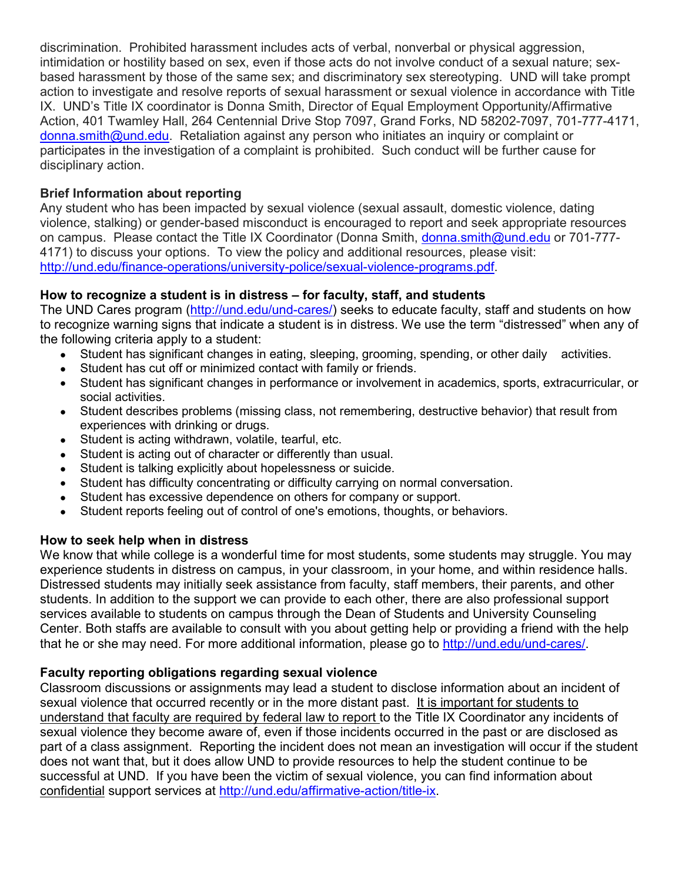discrimination. Prohibited harassment includes acts of verbal, nonverbal or physical aggression, intimidation or hostility based on sex, even if those acts do not involve conduct of a sexual nature; sex-based harassment by those of the same sex; and discriminatory sex stereotyping. UND will take prompt action to investigate and resolve reports of sexual harassment or sexual violence in accordance with Title IX. UND's Title IX coordinator is Donna Smith, Director of Equal Employment Opportunity/Affirmative Action, 401 Twamley Hall, 264 Centennial Drive Stop 7097, Grand Forks, ND 58202-7097, 701-777-4171, [donna.smith@und.edu](mailto:donna.smith@und.edu). Retaliation against any person who initiates an inquiry or complaint or participates in the investigation of a complaint is prohibited. Such conduct will be further cause for disciplinary action.

**Brief Information about reporting**

Any student who has been impacted by sexual violence (sexual assault, domestic violence, dating violence, stalking) or gender-based misconduct is encouraged to report and seek appropriate resources on campus. Please contact the Title IX Coordinator (Donna Smith, [donna.smith@und.edu](mailto:donna.smith@und.edu) or 701-777-4171) to discuss your options. To view the policy and additional resources, please visit: [http://und.edu/finance-operations/university-police/sexual-violence-programs.pdf](http://und.edu/finance-operations/university-police/sexual-violence-programs.pdf).

**How to recognize a student is in distress – for faculty, staff, and students**

The UND Cares program ([http://und.edu/und-cares/](http://und.edu/und-cares/)) seeks to educate faculty, staff and students on how to recognize warning signs that indicate a student is in distress. We use the term "distressed" when any of the following criteria apply to a student:

- Student has significant changes in eating, sleeping, grooming, spending, or other daily activities.
- Student has cut off or minimized contact with family or friends.
- Student has significant changes in performance or involvement in academics, sports, extracurricular, or social activities.
- Student describes problems (missing class, not remembering, destructive behavior) that result from experiences with drinking or drugs.
- Student is acting withdrawn, volatile, tearful, etc.
- Student is acting out of character or differently than usual.
- Student is talking explicitly about hopelessness or suicide.
- Student has difficulty concentrating or difficulty carrying on normal conversation.
- Student has excessive dependence on others for company or support.
- Student reports feeling out of control of one's emotions, thoughts, or behaviors.

**How to seek help when in distress**

We know that while college is a wonderful time for most students, some students may struggle. You may experience students in distress on campus, in your classroom, in your home, and within residence halls. Distressed students may initially seek assistance from faculty, staff members, their parents, and other students. In addition to the support we can provide to each other, there are also professional support services available to students on campus through the Dean of Students and University Counseling Center. Both staffs are available to consult with you about getting help or providing a friend with the help that he or she may need. For more additional information, please go to [http://und.edu/und-cares/](http://und.edu/und-cares/).

**Faculty reporting obligations regarding sexual violence**

Classroom discussions or assignments may lead a student to disclose information about an incident of sexual violence that occurred recently or in the more distant past. <u>It is important for students to understand that faculty are required by federal law to report</u> to the Title IX Coordinator any incidents of sexual violence they become aware of, even if those incidents occurred in the past or are disclosed as part of a class assignment. Reporting the incident does not mean an investigation will occur if the student does not want that, but it does allow UND to provide resources to help the student continue to be successful at UND. If you have been the victim of sexual violence, you can find information about <u>confidential</u> support services at [http://und.edu/affirmative-action/title-ix](http://und.edu/affirmative-action/title-ix).